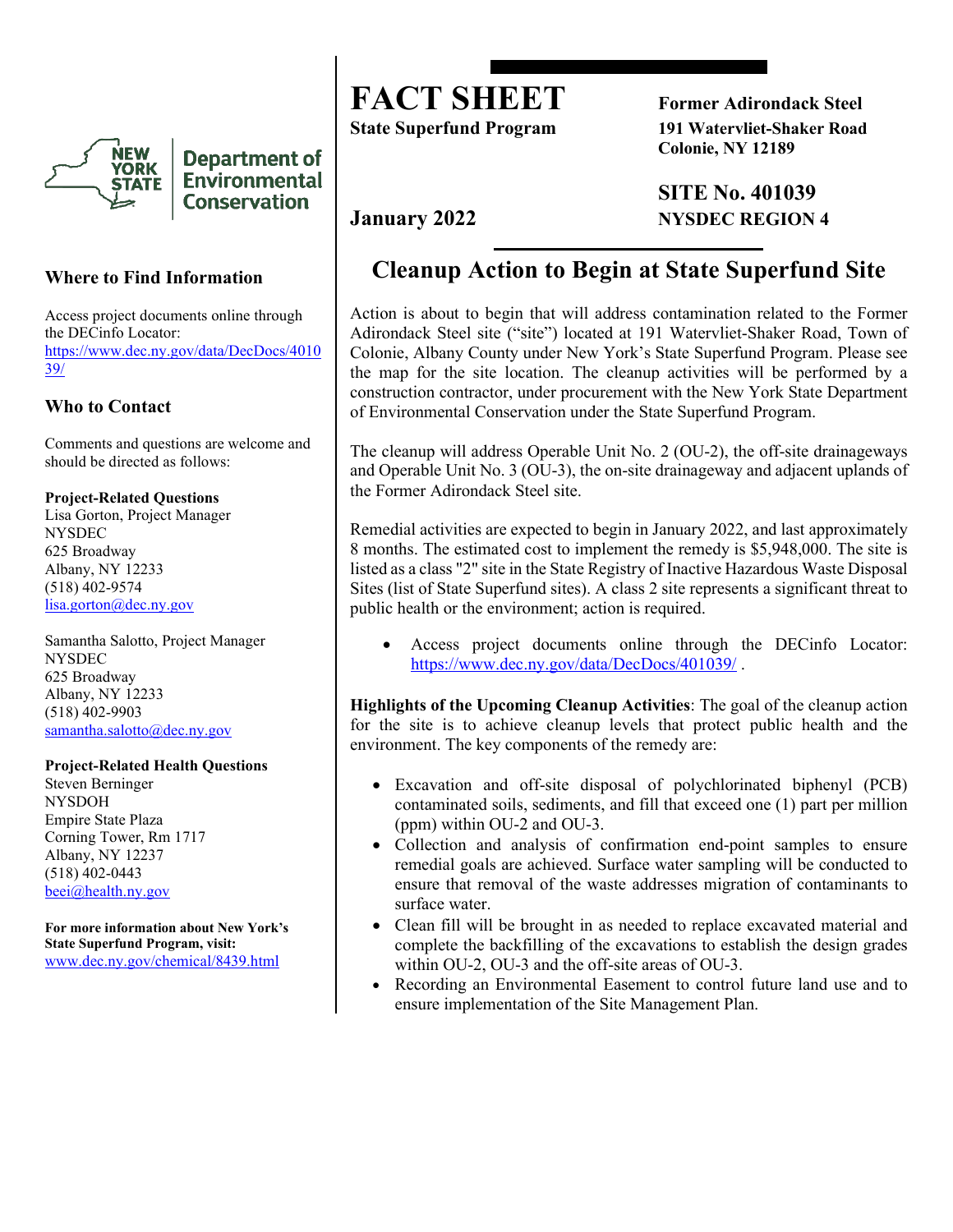New York State Department of Environmental Conservation

# FACT SHEET

**State Superfund Program**

**January 2022**

**Former Adirondack Steel**
**191 Watervliet-Shaker Road**
**Colonie, NY 12189**

**SITE No. 401039**
**NYSDEC REGION 4**

## Cleanup Action to Begin at State Superfund Site

Action is about to begin that will address contamination related to the Former Adirondack Steel site ("site") located at 191 Watervliet-Shaker Road, Town of Colonie, Albany County under New York's State Superfund Program. Please see the map for the site location. The cleanup activities will be performed by a construction contractor, under procurement with the New York State Department of Environmental Conservation under the State Superfund Program.

The cleanup will address Operable Unit No. 2 (OU-2), the off-site drainageways and Operable Unit No. 3 (OU-3), the on-site drainageway and adjacent uplands of the Former Adirondack Steel site.

Remedial activities are expected to begin in January 2022, and last approximately 8 months. The estimated cost to implement the remedy is $5,948,000. The site is listed as a class "2" site in the State Registry of Inactive Hazardous Waste Disposal Sites (list of State Superfund sites). A class 2 site represents a significant threat to public health or the environment; action is required.

- Access project documents online through the DECinfo Locator: https://www.dec.ny.gov/data/DecDocs/401039/ .

**Highlights of the Upcoming Cleanup Activities**: The goal of the cleanup action for the site is to achieve cleanup levels that protect public health and the environment. The key components of the remedy are:

- Excavation and off-site disposal of polychlorinated biphenyl (PCB) contaminated soils, sediments, and fill that exceed one (1) part per million (ppm) within OU-2 and OU-3.
- Collection and analysis of confirmation end-point samples to ensure remedial goals are achieved. Surface water sampling will be conducted to ensure that removal of the waste addresses migration of contaminants to surface water.
- Clean fill will be brought in as needed to replace excavated material and complete the backfilling of the excavations to establish the design grades within OU-2, OU-3 and the off-site areas of OU-3.
- Recording an Environmental Easement to control future land use and to ensure implementation of the Site Management Plan.

### Where to Find Information

Access project documents online through the DECinfo Locator:
https://www.dec.ny.gov/data/DecDocs/401039/

### Who to Contact

Comments and questions are welcome and should be directed as follows:

**Project-Related Questions**
Lisa Gorton, Project Manager
NYSDEC
625 Broadway
Albany, NY 12233
(518) 402-9574
lisa.gorton@dec.ny.gov

Samantha Salotto, Project Manager
NYSDEC
625 Broadway
Albany, NY 12233
(518) 402-9903
samantha.salotto@dec.ny.gov

**Project-Related Health Questions**
Steven Berninger
NYSDOH
Empire State Plaza
Corning Tower, Rm 1717
Albany, NY 12237
(518) 402-0443
beei@health.ny.gov

**For more information about New York's State Superfund Program, visit:**
www.dec.ny.gov/chemical/8439.html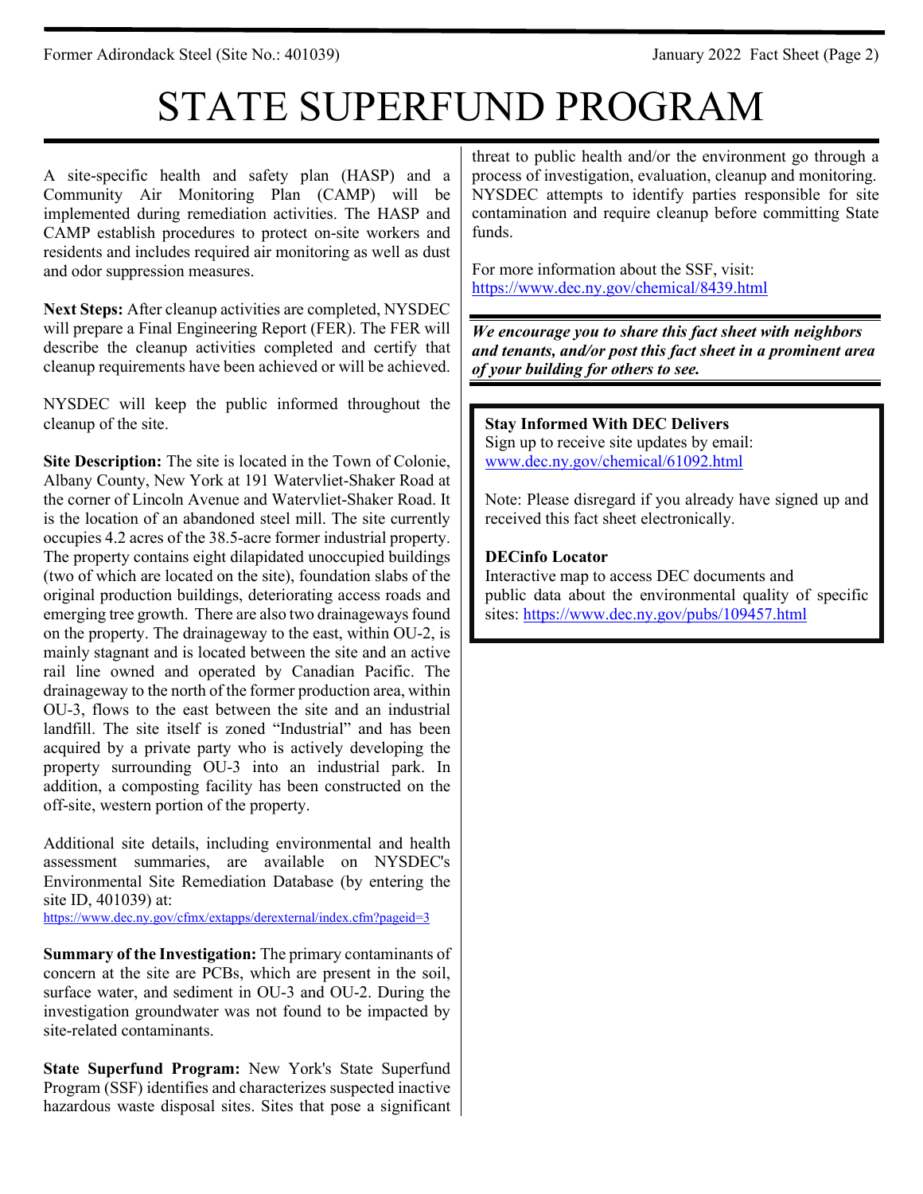# STATE SUPERFUND PROGRAM

A site-specific health and safety plan (HASP) and a Community Air Monitoring Plan (CAMP) will be implemented during remediation activities. The HASP and CAMP establish procedures to protect on-site workers and residents and includes required air monitoring as well as dust and odor suppression measures.

**Next Steps:** After cleanup activities are completed, NYSDEC will prepare a Final Engineering Report (FER). The FER will describe the cleanup activities completed and certify that cleanup requirements have been achieved or will be achieved.

NYSDEC will keep the public informed throughout the cleanup of the site.

**Site Description:** The site is located in the Town of Colonie, Albany County, New York at 191 Watervliet-Shaker Road at the corner of Lincoln Avenue and Watervliet-Shaker Road. It is the location of an abandoned steel mill. The site currently occupies 4.2 acres of the 38.5-acre former industrial property. The property contains eight dilapidated unoccupied buildings (two of which are located on the site), foundation slabs of the original production buildings, deteriorating access roads and emerging tree growth. There are also two drainageways found on the property. The drainageway to the east, within OU-2, is mainly stagnant and is located between the site and an active rail line owned and operated by Canadian Pacific. The drainageway to the north of the former production area, within OU-3, flows to the east between the site and an industrial landfill. The site itself is zoned "Industrial" and has been acquired by a private party who is actively developing the property surrounding OU-3 into an industrial park. In addition, a composting facility has been constructed on the off-site, western portion of the property.

Additional site details, including environmental and health assessment summaries, are available on NYSDEC's Environmental Site Remediation Database (by entering the site ID, 401039) at:
https://www.dec.ny.gov/cfmx/extapps/derexternal/index.cfm?pageid=3

**Summary of the Investigation:** The primary contaminants of concern at the site are PCBs, which are present in the soil, surface water, and sediment in OU-3 and OU-2. During the investigation groundwater was not found to be impacted by site-related contaminants.

**State Superfund Program:** New York's State Superfund Program (SSF) identifies and characterizes suspected inactive hazardous waste disposal sites. Sites that pose a significant threat to public health and/or the environment go through a process of investigation, evaluation, cleanup and monitoring. NYSDEC attempts to identify parties responsible for site contamination and require cleanup before committing State funds.

For more information about the SSF, visit:
https://www.dec.ny.gov/chemical/8439.html

***We encourage you to share this fact sheet with neighbors and tenants, and/or post this fact sheet in a prominent area of your building for others to see.***

**Stay Informed With DEC Delivers**
Sign up to receive site updates by email:
www.dec.ny.gov/chemical/61092.html

Note: Please disregard if you already have signed up and received this fact sheet electronically.

**DECinfo Locator**
Interactive map to access DEC documents and public data about the environmental quality of specific sites: https://www.dec.ny.gov/pubs/109457.html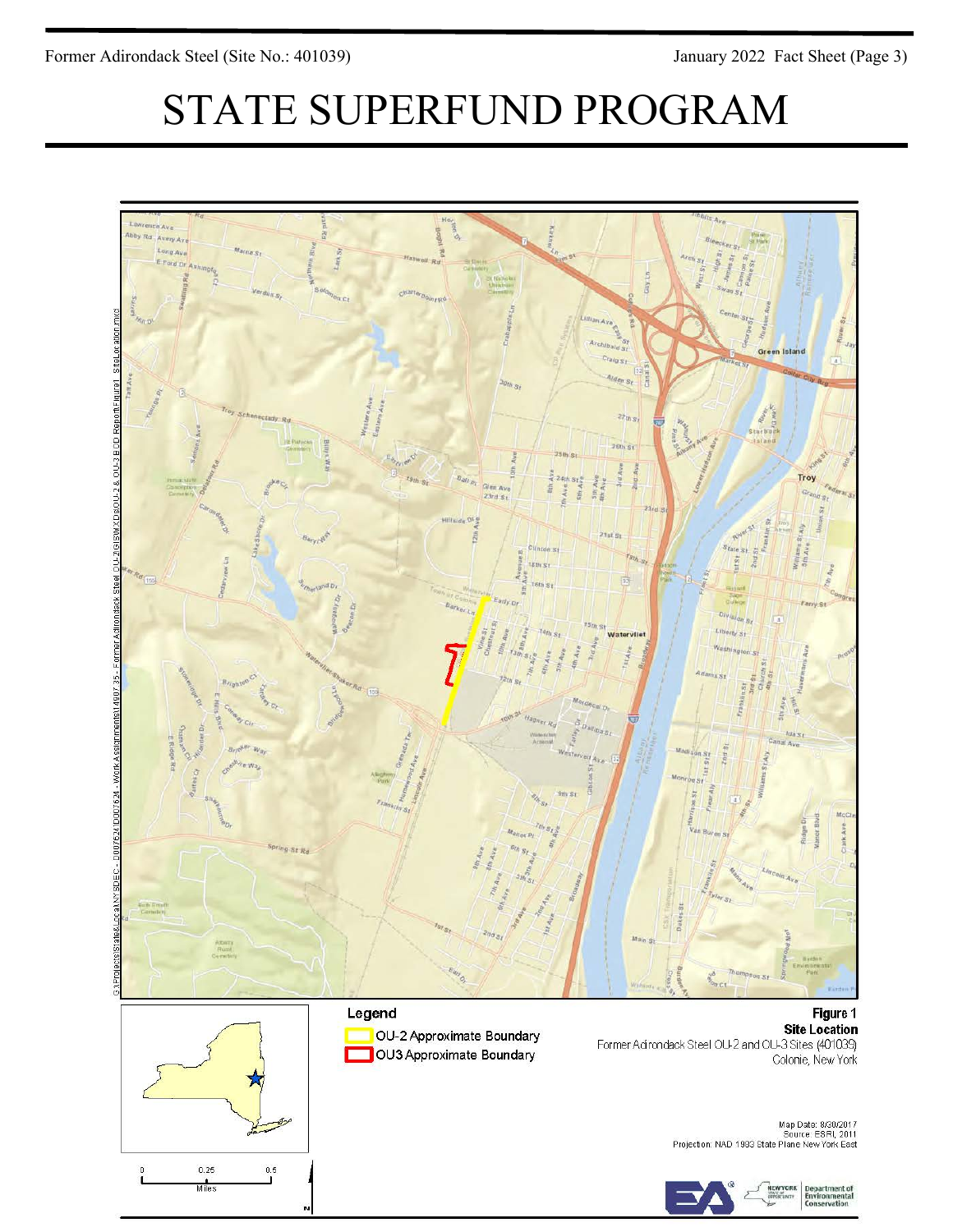# STATE SUPERFUND PROGRAM

Legend

OU-2 Approximate Boundary

OU3 Approximate Boundary

**Figure 1**

**Site Location**

Former Adirondack Steel OU-2 and OU-3 Sites (401039)

Colonie, New York

Map Date: 8/30/2017

Source: ESRI, 2011

Projection: NAD 1983 State Plane New York East

0 0.25 0.5

Miles